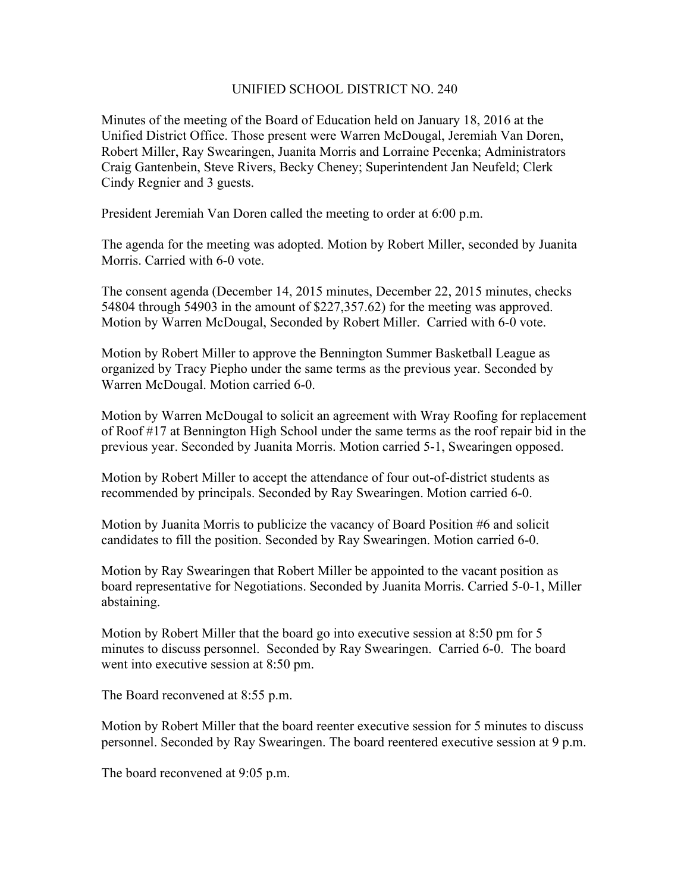# UNIFIED SCHOOL DISTRICT NO. 240

Minutes of the meeting of the Board of Education held on January 18, 2016 at the Unified District Office. Those present were Warren McDougal, Jeremiah Van Doren, Robert Miller, Ray Swearingen, Juanita Morris and Lorraine Pecenka; Administrators Craig Gantenbein, Steve Rivers, Becky Cheney; Superintendent Jan Neufeld; Clerk Cindy Regnier and 3 guests.

President Jeremiah Van Doren called the meeting to order at 6:00 p.m.

The agenda for the meeting was adopted. Motion by Robert Miller, seconded by Juanita Morris. Carried with 6-0 vote.

The consent agenda (December 14, 2015 minutes, December 22, 2015 minutes, checks 54804 through 54903 in the amount of $227,357.62) for the meeting was approved. Motion by Warren McDougal, Seconded by Robert Miller. Carried with 6-0 vote.

Motion by Robert Miller to approve the Bennington Summer Basketball League as organized by Tracy Piepho under the same terms as the previous year. Seconded by Warren McDougal. Motion carried 6-0.

Motion by Warren McDougal to solicit an agreement with Wray Roofing for replacement of Roof #17 at Bennington High School under the same terms as the roof repair bid in the previous year. Seconded by Juanita Morris. Motion carried 5-1, Swearingen opposed.

Motion by Robert Miller to accept the attendance of four out-of-district students as recommended by principals. Seconded by Ray Swearingen. Motion carried 6-0.

Motion by Juanita Morris to publicize the vacancy of Board Position #6 and solicit candidates to fill the position. Seconded by Ray Swearingen. Motion carried 6-0.

Motion by Ray Swearingen that Robert Miller be appointed to the vacant position as board representative for Negotiations. Seconded by Juanita Morris. Carried 5-0-1, Miller abstaining.

Motion by Robert Miller that the board go into executive session at 8:50 pm for 5 minutes to discuss personnel. Seconded by Ray Swearingen. Carried 6-0. The board went into executive session at 8:50 pm.

The Board reconvened at 8:55 p.m.

Motion by Robert Miller that the board reenter executive session for 5 minutes to discuss personnel. Seconded by Ray Swearingen. The board reentered executive session at 9 p.m.

The board reconvened at 9:05 p.m.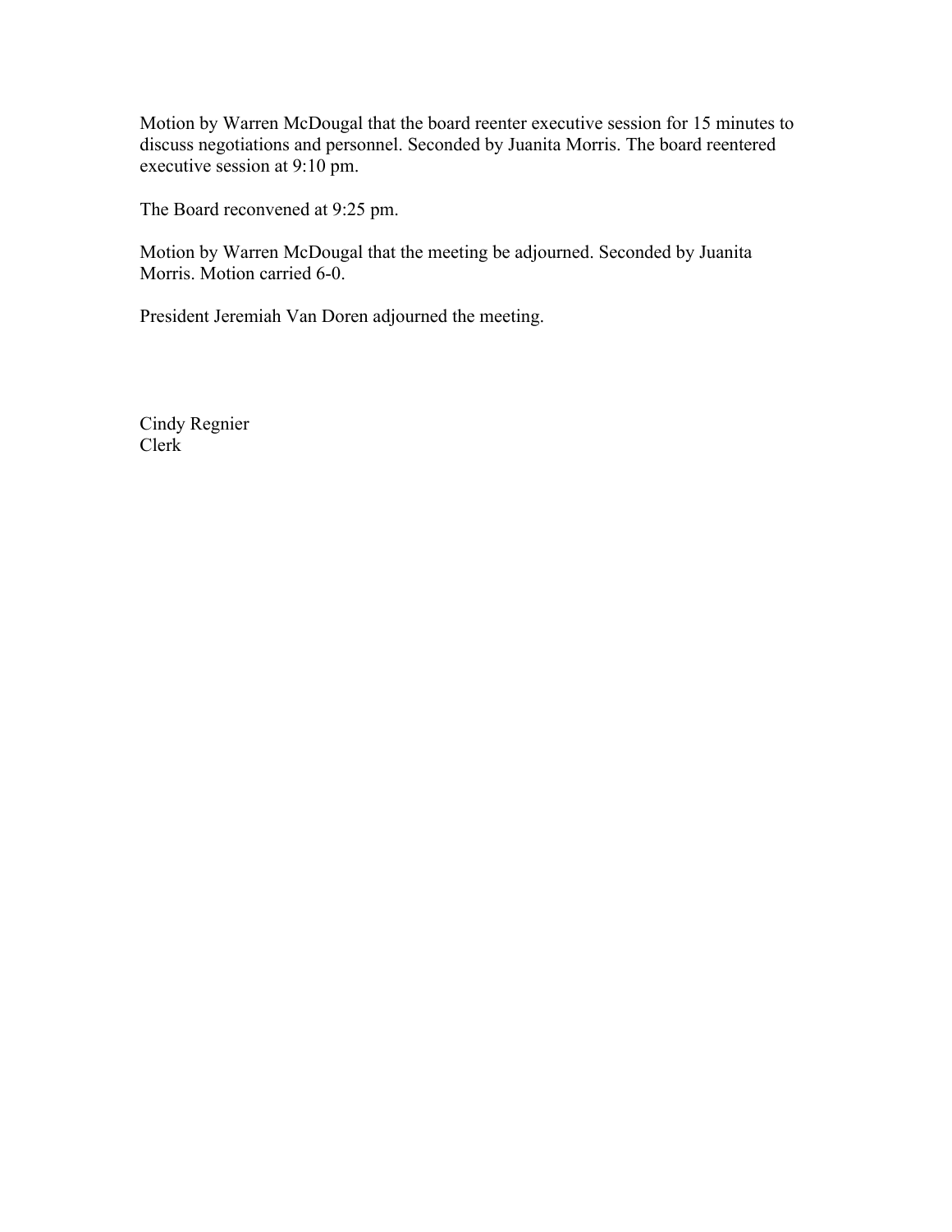Motion by Warren McDougal that the board reenter executive session for 15 minutes to discuss negotiations and personnel. Seconded by Juanita Morris. The board reentered executive session at 9:10 pm.

The Board reconvened at 9:25 pm.

Motion by Warren McDougal that the meeting be adjourned. Seconded by Juanita Morris. Motion carried 6-0.

President Jeremiah Van Doren adjourned the meeting.

Cindy Regnier
Clerk